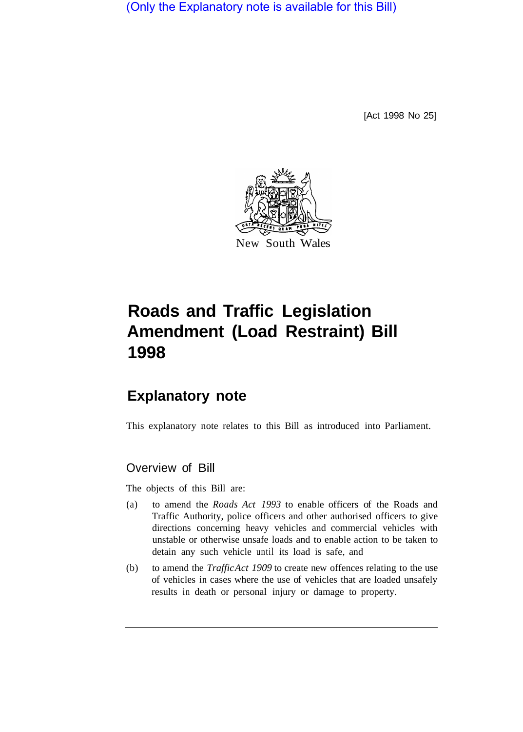(Only the Explanatory note is available for this Bill)

[Act 1998 No 25]

New South Wales

# Roads and Traffic Legislation Amendment (Load Restraint) Bill 1998

## Explanatory note

This explanatory note relates to this Bill as introduced into Parliament.

### Overview of Bill

The objects of this Bill are:

(a) to amend the *Roads Act 1993* to enable officers of the Roads and Traffic Authority, police officers and other authorised officers to give directions concerning heavy vehicles and commercial vehicles with unstable or otherwise unsafe loads and to enable action to be taken to detain any such vehicle until its load is safe, and

(b) to amend the *Traffic Act 1909* to create new offences relating to the use of vehicles in cases where the use of vehicles that are loaded unsafely results in death or personal injury or damage to property.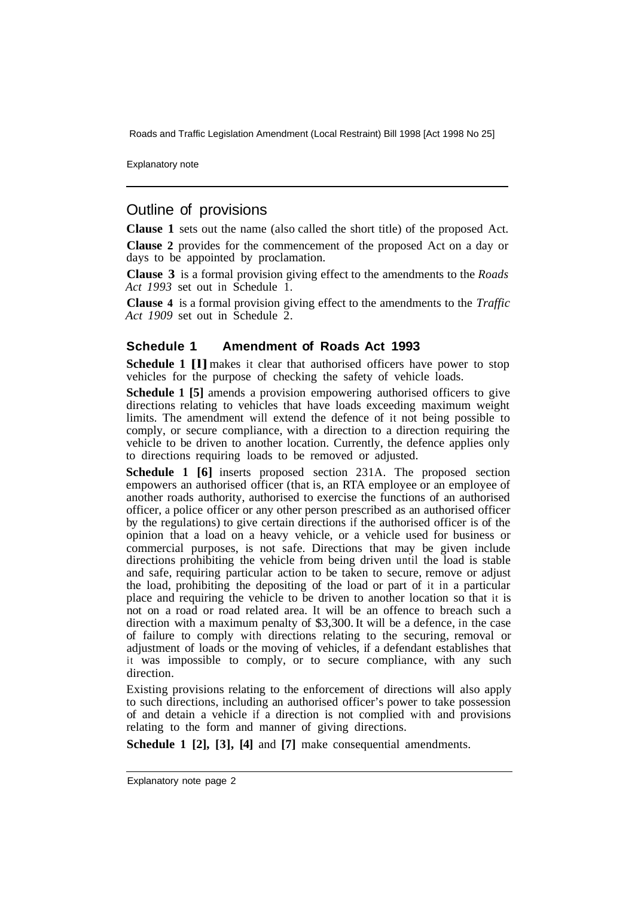## Outline of provisions

**Clause 1** sets out the name (also called the short title) of the proposed Act.

**Clause 2** provides for the commencement of the proposed Act on a day or days to be appointed by proclamation.

**Clause 3** is a formal provision giving effect to the amendments to the *Roads Act 1993* set out in Schedule 1.

**Clause 4** is a formal provision giving effect to the amendments to the *Traffic Act 1909* set out in Schedule 2.

### Schedule 1 Amendment of Roads Act 1993

**Schedule 1 [1]** makes it clear that authorised officers have power to stop vehicles for the purpose of checking the safety of vehicle loads.

**Schedule 1 [5]** amends a provision empowering authorised officers to give directions relating to vehicles that have loads exceeding maximum weight limits. The amendment will extend the defence of it not being possible to comply, or secure compliance, with a direction to a direction requiring the vehicle to be driven to another location. Currently, the defence applies only to directions requiring loads to be removed or adjusted.

**Schedule 1 [6]** inserts proposed section 231A. The proposed section empowers an authorised officer (that is, an RTA employee or an employee of another roads authority, authorised to exercise the functions of an authorised officer, a police officer or any other person prescribed as an authorised officer by the regulations) to give certain directions if the authorised officer is of the opinion that a load on a heavy vehicle, or a vehicle used for business or commercial purposes, is not safe. Directions that may be given include directions prohibiting the vehicle from being driven until the load is stable and safe, requiring particular action to be taken to secure, remove or adjust the load, prohibiting the depositing of the load or part of it in a particular place and requiring the vehicle to be driven to another location so that it is not on a road or road related area. It will be an offence to breach such a direction with a maximum penalty of $3,300. It will be a defence, in the case of failure to comply with directions relating to the securing, removal or adjustment of loads or the moving of vehicles, if a defendant establishes that it was impossible to comply, or to secure compliance, with any such direction.

Existing provisions relating to the enforcement of directions will also apply to such directions, including an authorised officer's power to take possession of and detain a vehicle if a direction is not complied with and provisions relating to the form and manner of giving directions.

**Schedule 1 [2], [3], [4]** and **[7]** make consequential amendments.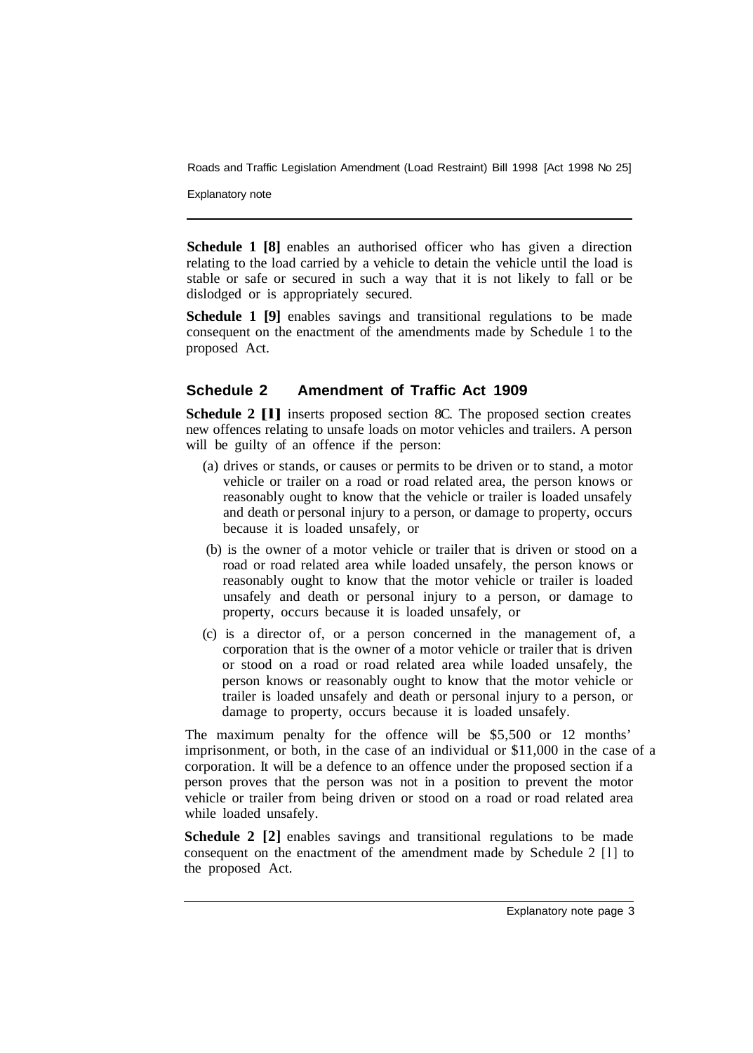**Schedule 1 [8]** enables an authorised officer who has given a direction relating to the load carried by a vehicle to detain the vehicle until the load is stable or safe or secured in such a way that it is not likely to fall or be dislodged or is appropriately secured.

**Schedule 1 [9]** enables savings and transitional regulations to be made consequent on the enactment of the amendments made by Schedule 1 to the proposed Act.

## Schedule 2 Amendment of Traffic Act 1909

**Schedule 2 [1]** inserts proposed section 8C. The proposed section creates new offences relating to unsafe loads on motor vehicles and trailers. A person will be guilty of an offence if the person:

(a) drives or stands, or causes or permits to be driven or to stand, a motor vehicle or trailer on a road or road related area, the person knows or reasonably ought to know that the vehicle or trailer is loaded unsafely and death or personal injury to a person, or damage to property, occurs because it is loaded unsafely, or

(b) is the owner of a motor vehicle or trailer that is driven or stood on a road or road related area while loaded unsafely, the person knows or reasonably ought to know that the motor vehicle or trailer is loaded unsafely and death or personal injury to a person, or damage to property, occurs because it is loaded unsafely, or

(c) is a director of, or a person concerned in the management of, a corporation that is the owner of a motor vehicle or trailer that is driven or stood on a road or road related area while loaded unsafely, the person knows or reasonably ought to know that the motor vehicle or trailer is loaded unsafely and death or personal injury to a person, or damage to property, occurs because it is loaded unsafely.

The maximum penalty for the offence will be $5,500 or 12 months' imprisonment, or both, in the case of an individual or $11,000 in the case of a corporation. It will be a defence to an offence under the proposed section if a person proves that the person was not in a position to prevent the motor vehicle or trailer from being driven or stood on a road or road related area while loaded unsafely.

**Schedule 2 [2]** enables savings and transitional regulations to be made consequent on the enactment of the amendment made by Schedule 2 [1] to the proposed Act.